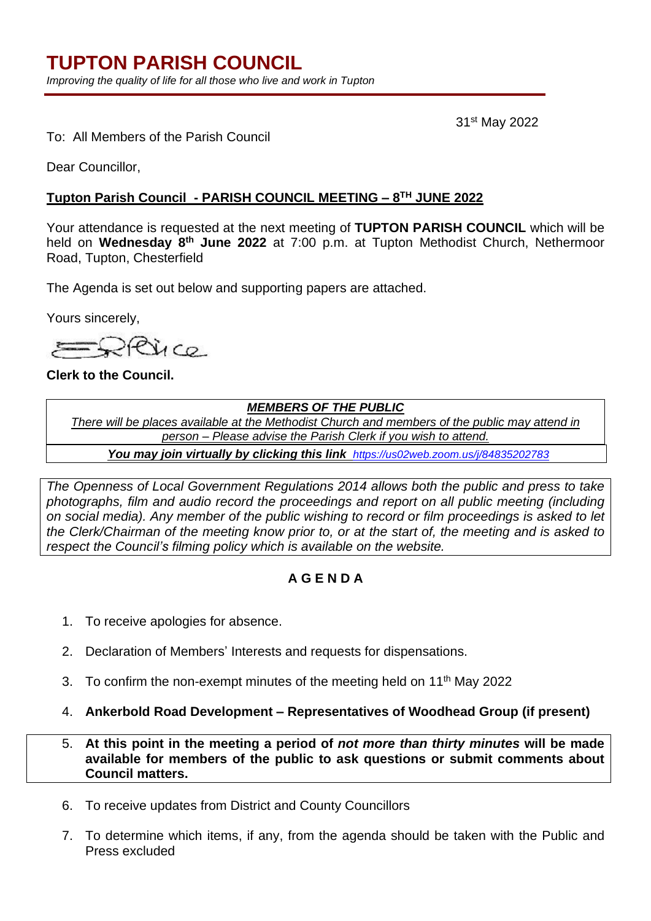# TUPTON PARISH COUNCIL

*Improving the quality of life for all those who live and work in Tupton*

31st May 2022

To: All Members of the Parish Council

Dear Councillor,

**Tupton Parish Council - PARISH COUNCIL MEETING – 8TH JUNE 2022**

Your attendance is requested at the next meeting of **TUPTON PARISH COUNCIL** which will be held on **Wednesday 8th June 2022** at 7:00 p.m. at Tupton Methodist Church, Nethermoor Road, Tupton, Chesterfield

The Agenda is set out below and supporting papers are attached.

Yours sincerely,

**Clerk to the Council.**

***MEMBERS OF THE PUBLIC***

*There will be places available at the Methodist Church and members of the public may attend in person – Please advise the Parish Clerk if you wish to attend.*

***You may join virtually by clicking this link*** *https://us02web.zoom.us/j/84835202783*

*The Openness of Local Government Regulations 2014 allows both the public and press to take photographs, film and audio record the proceedings and report on all public meeting (including on social media). Any member of the public wishing to record or film proceedings is asked to let the Clerk/Chairman of the meeting know prior to, or at the start of, the meeting and is asked to respect the Council's filming policy which is available on the website.*

## A G E N D A

1. To receive apologies for absence.
2. Declaration of Members' Interests and requests for dispensations.
3. To confirm the non-exempt minutes of the meeting held on 11th May 2022
4. **Ankerbold Road Development – Representatives of Woodhead Group (if present)**
5. **At this point in the meeting a period of *not more than thirty minutes* will be made available for members of the public to ask questions or submit comments about Council matters.**
6. To receive updates from District and County Councillors
7. To determine which items, if any, from the agenda should be taken with the Public and Press excluded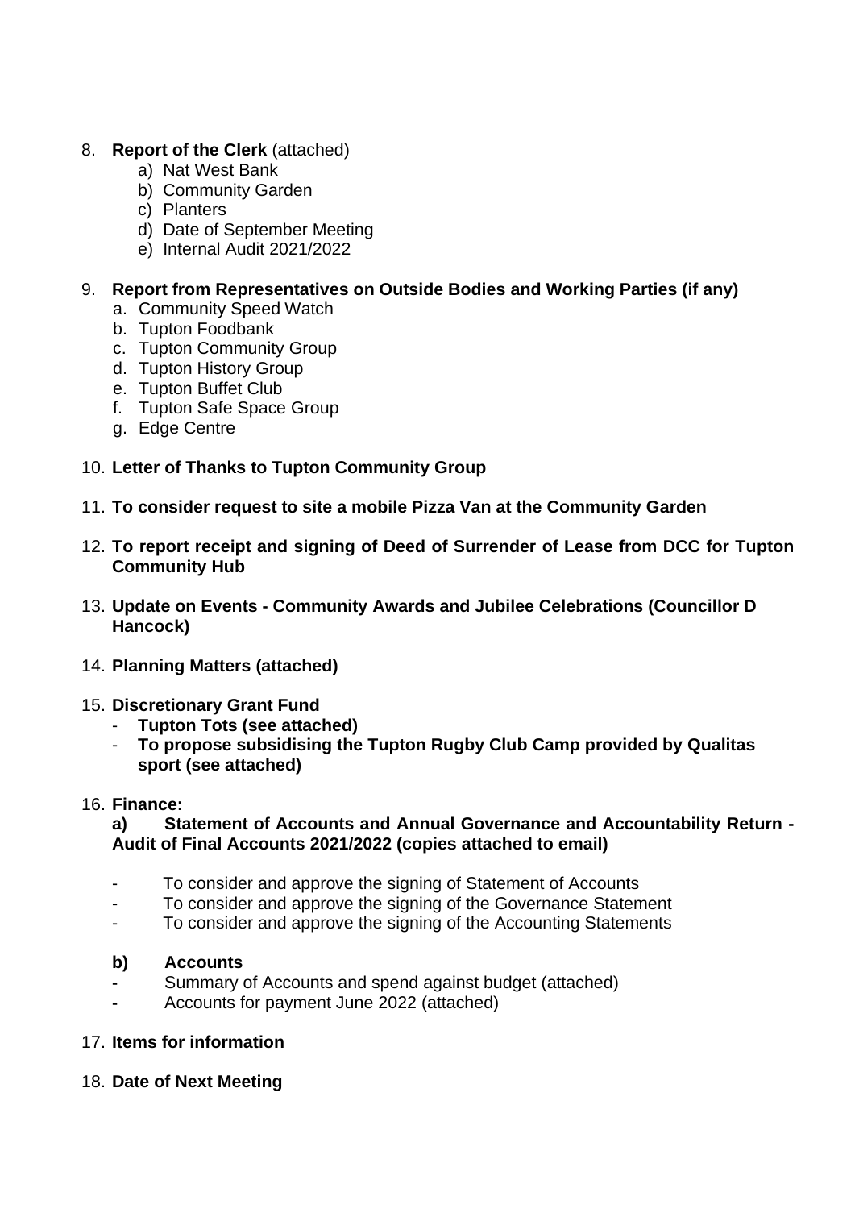8. **Report of the Clerk** (attached)
    a) Nat West Bank
    b) Community Garden
    c) Planters
    d) Date of September Meeting
    e) Internal Audit 2021/2022

9. **Report from Representatives on Outside Bodies and Working Parties (if any)**
    a. Community Speed Watch
    b. Tupton Foodbank
    c. Tupton Community Group
    d. Tupton History Group
    e. Tupton Buffet Club
    f. Tupton Safe Space Group
    g. Edge Centre

10. **Letter of Thanks to Tupton Community Group**

11. **To consider request to site a mobile Pizza Van at the Community Garden**

12. **To report receipt and signing of Deed of Surrender of Lease from DCC for Tupton Community Hub**

13. **Update on Events - Community Awards and Jubilee Celebrations (Councillor D Hancock)**

14. **Planning Matters (attached)**

15. **Discretionary Grant Fund**
    - **Tupton Tots (see attached)**
    - **To propose subsidising the Tupton Rugby Club Camp provided by Qualitas sport (see attached)**

16. **Finance:**

    **a) Statement of Accounts and Annual Governance and Accountability Return - Audit of Final Accounts 2021/2022 (copies attached to email)**

    - To consider and approve the signing of Statement of Accounts
    - To consider and approve the signing of the Governance Statement
    - To consider and approve the signing of the Accounting Statements

    **b) Accounts**
    - Summary of Accounts and spend against budget (attached)
    - Accounts for payment June 2022 (attached)

17. **Items for information**

18. **Date of Next Meeting**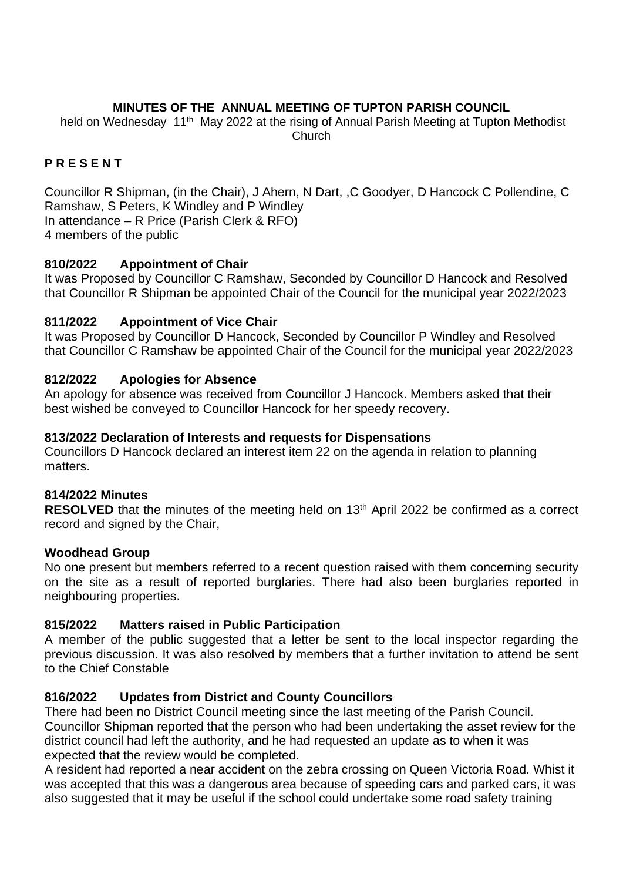**MINUTES OF THE ANNUAL MEETING OF TUPTON PARISH COUNCIL**

held on Wednesday 11th May 2022 at the rising of Annual Parish Meeting at Tupton Methodist Church

**P R E S E N T**

Councillor R Shipman, (in the Chair), J Ahern, N Dart, ,C Goodyer, D Hancock C Pollendine, C Ramshaw, S Peters, K Windley and P Windley
In attendance – R Price (Parish Clerk & RFO)
4 members of the public

### 810/2022 Appointment of Chair

It was Proposed by Councillor C Ramshaw, Seconded by Councillor D Hancock and Resolved that Councillor R Shipman be appointed Chair of the Council for the municipal year 2022/2023

### 811/2022 Appointment of Vice Chair

It was Proposed by Councillor D Hancock, Seconded by Councillor P Windley and Resolved that Councillor C Ramshaw be appointed Chair of the Council for the municipal year 2022/2023

### 812/2022 Apologies for Absence

An apology for absence was received from Councillor J Hancock. Members asked that their best wished be conveyed to Councillor Hancock for her speedy recovery.

### 813/2022 Declaration of Interests and requests for Dispensations

Councillors D Hancock declared an interest item 22 on the agenda in relation to planning matters.

### 814/2022 Minutes

**RESOLVED** that the minutes of the meeting held on 13th April 2022 be confirmed as a correct record and signed by the Chair,

### Woodhead Group

No one present but members referred to a recent question raised with them concerning security on the site as a result of reported burglaries. There had also been burglaries reported in neighbouring properties.

### 815/2022 Matters raised in Public Participation

A member of the public suggested that a letter be sent to the local inspector regarding the previous discussion. It was also resolved by members that a further invitation to attend be sent to the Chief Constable

### 816/2022 Updates from District and County Councillors

There had been no District Council meeting since the last meeting of the Parish Council.
Councillor Shipman reported that the person who had been undertaking the asset review for the district council had left the authority, and he had requested an update as to when it was expected that the review would be completed.
A resident had reported a near accident on the zebra crossing on Queen Victoria Road. Whist it was accepted that this was a dangerous area because of speeding cars and parked cars, it was also suggested that it may be useful if the school could undertake some road safety training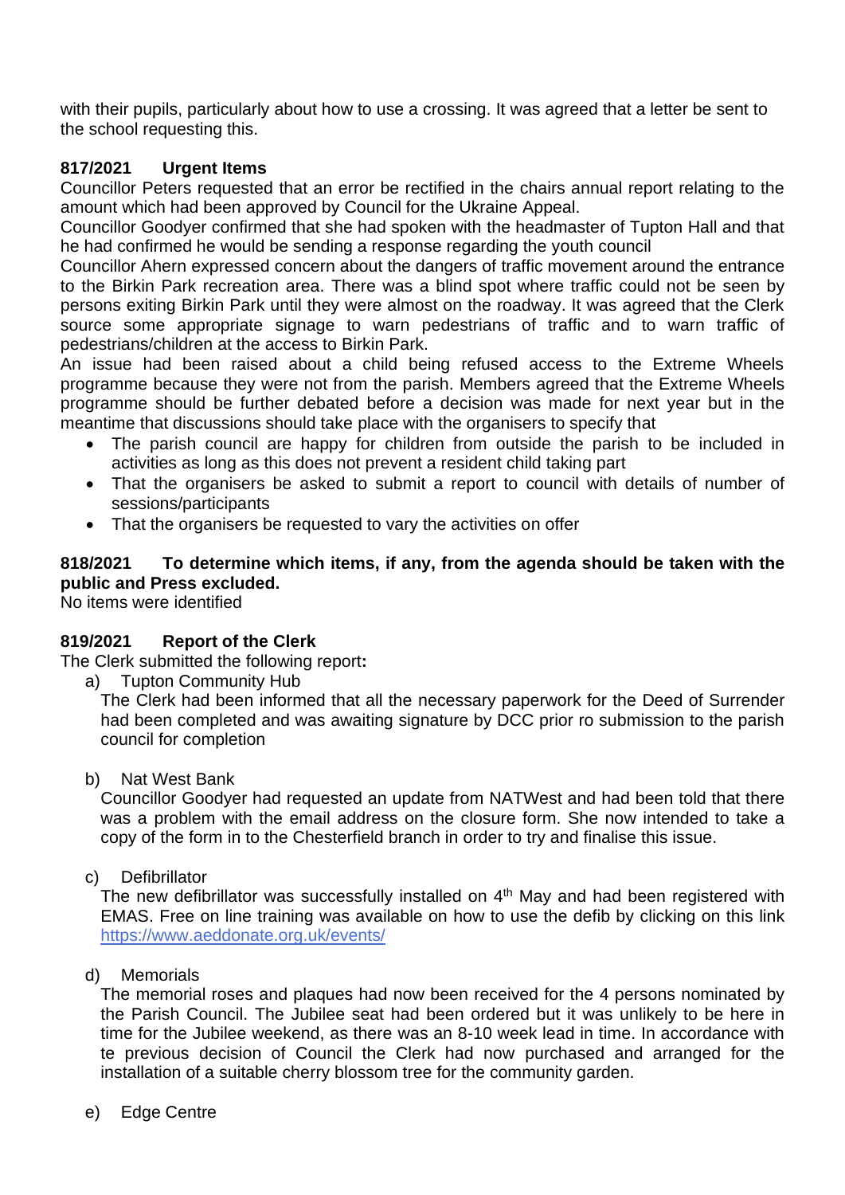with their pupils, particularly about how to use a crossing. It was agreed that a letter be sent to the school requesting this.

**817/2021 Urgent Items**

Councillor Peters requested that an error be rectified in the chairs annual report relating to the amount which had been approved by Council for the Ukraine Appeal.

Councillor Goodyer confirmed that she had spoken with the headmaster of Tupton Hall and that he had confirmed he would be sending a response regarding the youth council

Councillor Ahern expressed concern about the dangers of traffic movement around the entrance to the Birkin Park recreation area. There was a blind spot where traffic could not be seen by persons exiting Birkin Park until they were almost on the roadway. It was agreed that the Clerk source some appropriate signage to warn pedestrians of traffic and to warn traffic of pedestrians/children at the access to Birkin Park.

An issue had been raised about a child being refused access to the Extreme Wheels programme because they were not from the parish. Members agreed that the Extreme Wheels programme should be further debated before a decision was made for next year but in the meantime that discussions should take place with the organisers to specify that

- The parish council are happy for children from outside the parish to be included in activities as long as this does not prevent a resident child taking part
- That the organisers be asked to submit a report to council with details of number of sessions/participants
- That the organisers be requested to vary the activities on offer

**818/2021 To determine which items, if any, from the agenda should be taken with the public and Press excluded.**

No items were identified

**819/2021 Report of the Clerk**

The Clerk submitted the following report**:**

a) Tupton Community Hub

The Clerk had been informed that all the necessary paperwork for the Deed of Surrender had been completed and was awaiting signature by DCC prior ro submission to the parish council for completion

b) Nat West Bank

Councillor Goodyer had requested an update from NATWest and had been told that there was a problem with the email address on the closure form. She now intended to take a copy of the form in to the Chesterfield branch in order to try and finalise this issue.

c) Defibrillator

The new defibrillator was successfully installed on 4th May and had been registered with EMAS. Free on line training was available on how to use the defib by clicking on this link https://www.aeddonate.org.uk/events/

d) Memorials

The memorial roses and plaques had now been received for the 4 persons nominated by the Parish Council. The Jubilee seat had been ordered but it was unlikely to be here in time for the Jubilee weekend, as there was an 8-10 week lead in time. In accordance with te previous decision of Council the Clerk had now purchased and arranged for the installation of a suitable cherry blossom tree for the community garden.

e) Edge Centre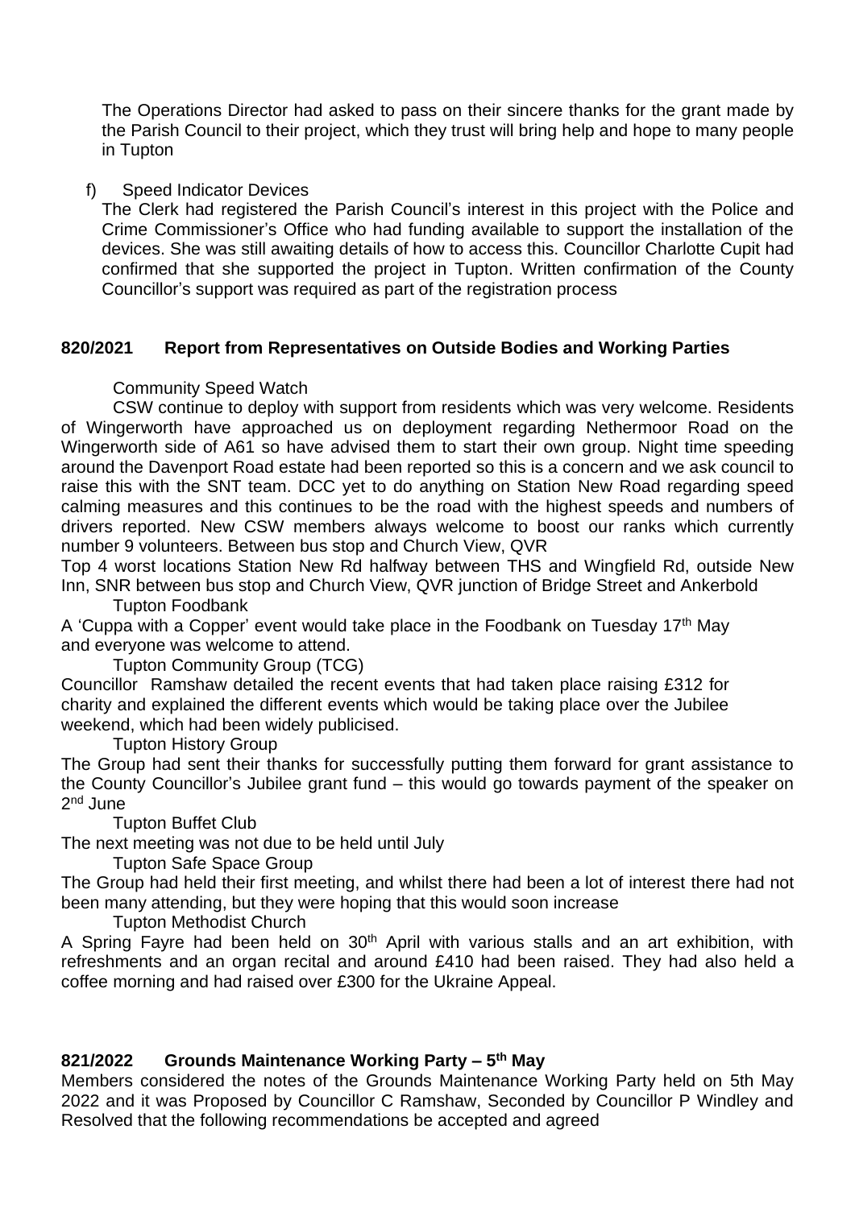The Operations Director had asked to pass on their sincere thanks for the grant made by the Parish Council to their project, which they trust will bring help and hope to many people in Tupton

f) Speed Indicator Devices

The Clerk had registered the Parish Council's interest in this project with the Police and Crime Commissioner's Office who had funding available to support the installation of the devices. She was still awaiting details of how to access this. Councillor Charlotte Cupit had confirmed that she supported the project in Tupton. Written confirmation of the County Councillor's support was required as part of the registration process

**820/2021 Report from Representatives on Outside Bodies and Working Parties**

Community Speed Watch

CSW continue to deploy with support from residents which was very welcome. Residents of Wingerworth have approached us on deployment regarding Nethermoor Road on the Wingerworth side of A61 so have advised them to start their own group. Night time speeding around the Davenport Road estate had been reported so this is a concern and we ask council to raise this with the SNT team. DCC yet to do anything on Station New Road regarding speed calming measures and this continues to be the road with the highest speeds and numbers of drivers reported. New CSW members always welcome to boost our ranks which currently number 9 volunteers. Between bus stop and Church View, QVR

Top 4 worst locations Station New Rd halfway between THS and Wingfield Rd, outside New Inn, SNR between bus stop and Church View, QVR junction of Bridge Street and Ankerbold

Tupton Foodbank

A 'Cuppa with a Copper' event would take place in the Foodbank on Tuesday 17th May and everyone was welcome to attend.

Tupton Community Group (TCG)

Councillor Ramshaw detailed the recent events that had taken place raising £312 for charity and explained the different events which would be taking place over the Jubilee weekend, which had been widely publicised.

Tupton History Group

The Group had sent their thanks for successfully putting them forward for grant assistance to the County Councillor's Jubilee grant fund – this would go towards payment of the speaker on 2nd June

Tupton Buffet Club

The next meeting was not due to be held until July

Tupton Safe Space Group

The Group had held their first meeting, and whilst there had been a lot of interest there had not been many attending, but they were hoping that this would soon increase

Tupton Methodist Church

A Spring Fayre had been held on 30th April with various stalls and an art exhibition, with refreshments and an organ recital and around £410 had been raised. They had also held a coffee morning and had raised over £300 for the Ukraine Appeal.

**821/2022 Grounds Maintenance Working Party – 5th May**

Members considered the notes of the Grounds Maintenance Working Party held on 5th May 2022 and it was Proposed by Councillor C Ramshaw, Seconded by Councillor P Windley and Resolved that the following recommendations be accepted and agreed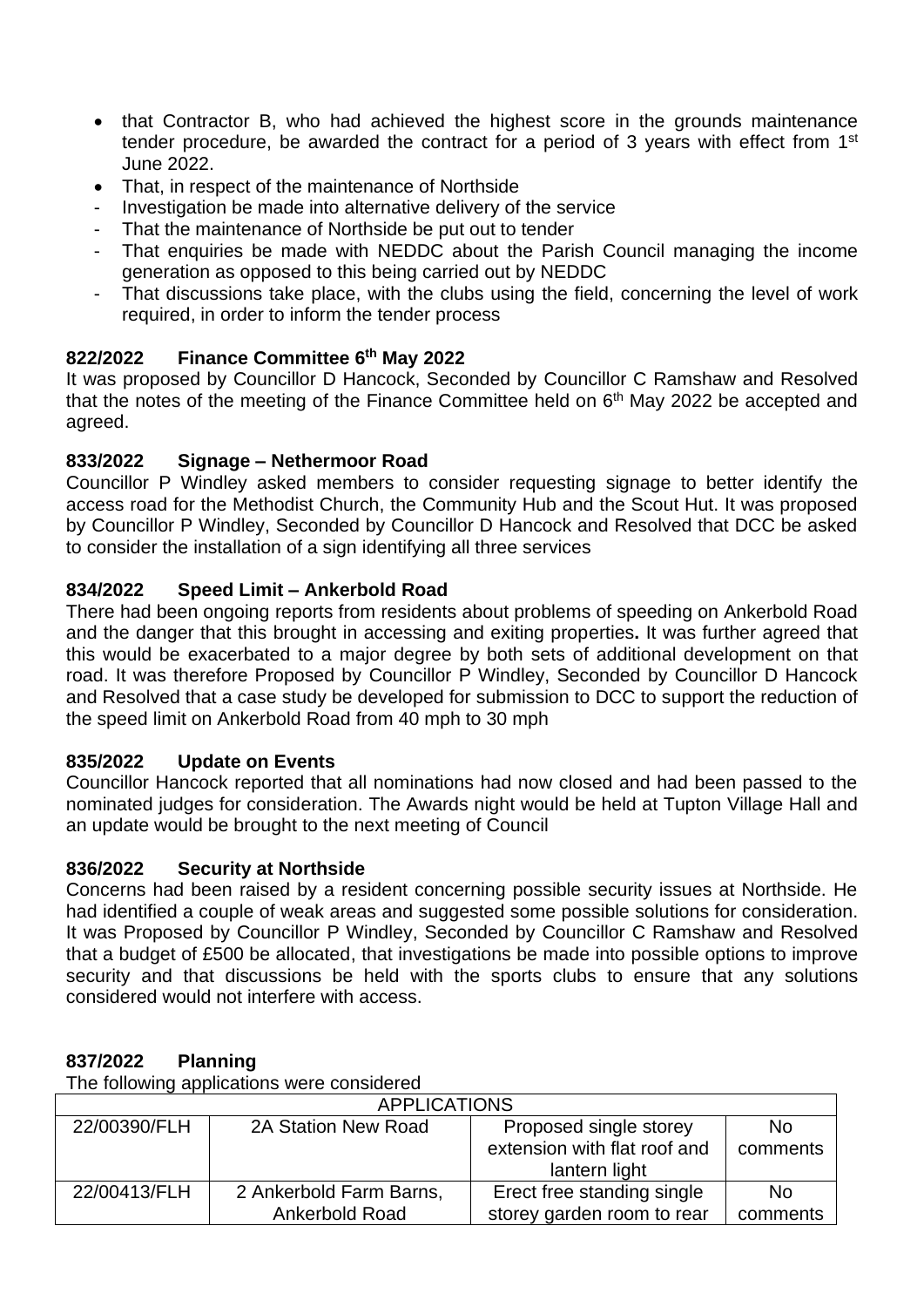- that Contractor B, who had achieved the highest score in the grounds maintenance tender procedure, be awarded the contract for a period of 3 years with effect from 1st June 2022.
- That, in respect of the maintenance of Northside
  - Investigation be made into alternative delivery of the service
  - That the maintenance of Northside be put out to tender
  - That enquiries be made with NEDDC about the Parish Council managing the income generation as opposed to this being carried out by NEDDC
  - That discussions take place, with the clubs using the field, concerning the level of work required, in order to inform the tender process

**822/2022 Finance Committee 6th May 2022**

It was proposed by Councillor D Hancock, Seconded by Councillor C Ramshaw and Resolved that the notes of the meeting of the Finance Committee held on 6th May 2022 be accepted and agreed.

**833/2022 Signage – Nethermoor Road**

Councillor P Windley asked members to consider requesting signage to better identify the access road for the Methodist Church, the Community Hub and the Scout Hut. It was proposed by Councillor P Windley, Seconded by Councillor D Hancock and Resolved that DCC be asked to consider the installation of a sign identifying all three services

**834/2022 Speed Limit – Ankerbold Road**

There had been ongoing reports from residents about problems of speeding on Ankerbold Road and the danger that this brought in accessing and exiting properties**.** It was further agreed that this would be exacerbated to a major degree by both sets of additional development on that road. It was therefore Proposed by Councillor P Windley, Seconded by Councillor D Hancock and Resolved that a case study be developed for submission to DCC to support the reduction of the speed limit on Ankerbold Road from 40 mph to 30 mph

**835/2022 Update on Events**

Councillor Hancock reported that all nominations had now closed and had been passed to the nominated judges for consideration. The Awards night would be held at Tupton Village Hall and an update would be brought to the next meeting of Council

**836/2022 Security at Northside**

Concerns had been raised by a resident concerning possible security issues at Northside. He had identified a couple of weak areas and suggested some possible solutions for consideration. It was Proposed by Councillor P Windley, Seconded by Councillor C Ramshaw and Resolved that a budget of £500 be allocated, that investigations be made into possible options to improve security and that discussions be held with the sports clubs to ensure that any solutions considered would not interfere with access.

**837/2022 Planning**

The following applications were considered

| APPLICATIONS | | | |
|---|---|---|---|
| 22/00390/FLH | 2A Station New Road | Proposed single storey extension with flat roof and lantern light | No comments |
| 22/00413/FLH | 2 Ankerbold Farm Barns, Ankerbold Road | Erect free standing single storey garden room to rear | No comments |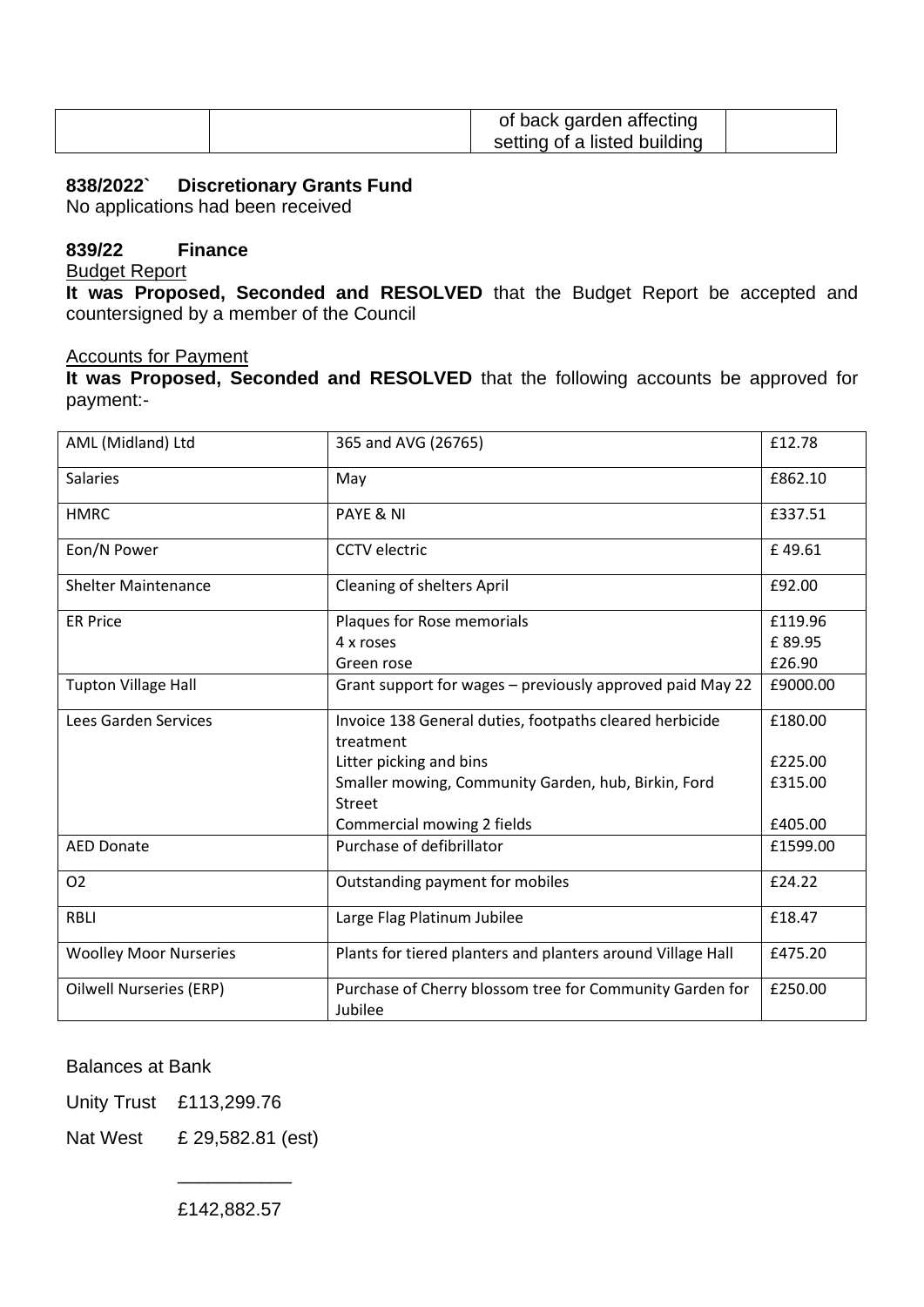|  |  | of back garden affecting setting of a listed building |  |
|---|---|---|---|

**838/2022` Discretionary Grants Fund**

No applications had been received

**839/22 Finance**

Budget Report

**It was Proposed, Seconded and RESOLVED** that the Budget Report be accepted and countersigned by a member of the Council

Accounts for Payment

**It was Proposed, Seconded and RESOLVED** that the following accounts be approved for payment:-

| AML (Midland) Ltd | 365 and AVG (26765) | £12.78 |
|---|---|---|
| Salaries | May | £862.10 |
| HMRC | PAYE & NI | £337.51 |
| Eon/N Power | CCTV electric | £ 49.61 |
| Shelter Maintenance | Cleaning of shelters April | £92.00 |
| ER Price | Plaques for Rose memorials<br>4 x roses<br>Green rose | £119.96<br>£ 89.95<br>£26.90 |
| Tupton Village Hall | Grant support for wages – previously approved paid May 22 | £9000.00 |
| Lees Garden Services | Invoice 138 General duties, footpaths cleared herbicide treatment<br>Litter picking and bins<br>Smaller mowing, Community Garden, hub, Birkin, Ford Street<br>Commercial mowing 2 fields | £180.00<br>£225.00<br>£315.00<br>£405.00 |
| AED Donate | Purchase of defibrillator | £1599.00 |
| O2 | Outstanding payment for mobiles | £24.22 |
| RBLI | Large Flag Platinum Jubilee | £18.47 |
| Woolley Moor Nurseries | Plants for tiered planters and planters around Village Hall | £475.20 |
| Oilwell Nurseries (ERP) | Purchase of Cherry blossom tree for Community Garden for Jubilee | £250.00 |

Balances at Bank

Unity Trust £113,299.76

Nat West £ 29,582.81 (est)

___________

£142,882.57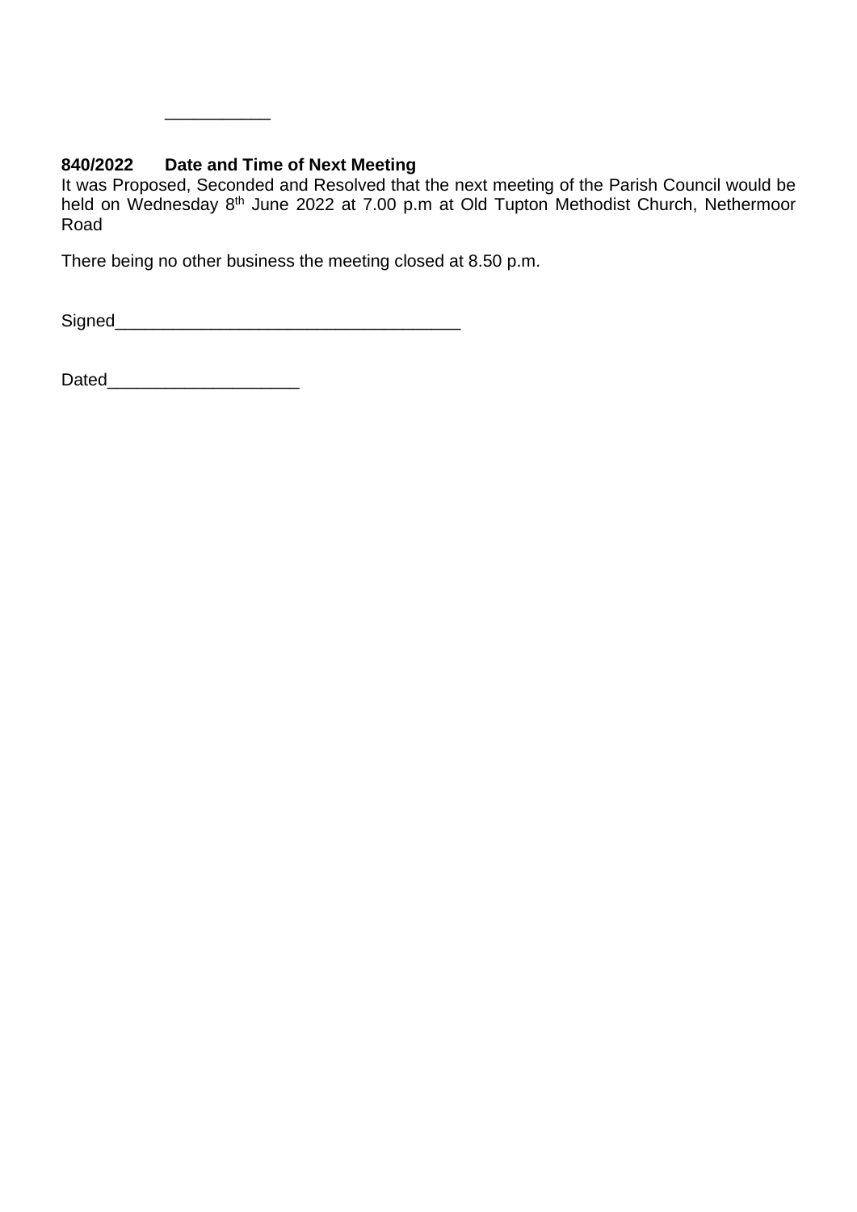___________

**840/2022 Date and Time of Next Meeting**

It was Proposed, Seconded and Resolved that the next meeting of the Parish Council would be held on Wednesday 8th June 2022 at 7.00 p.m at Old Tupton Methodist Church, Nethermoor Road

There being no other business the meeting closed at 8.50 p.m.

Signed_____________________________________

Dated____________________